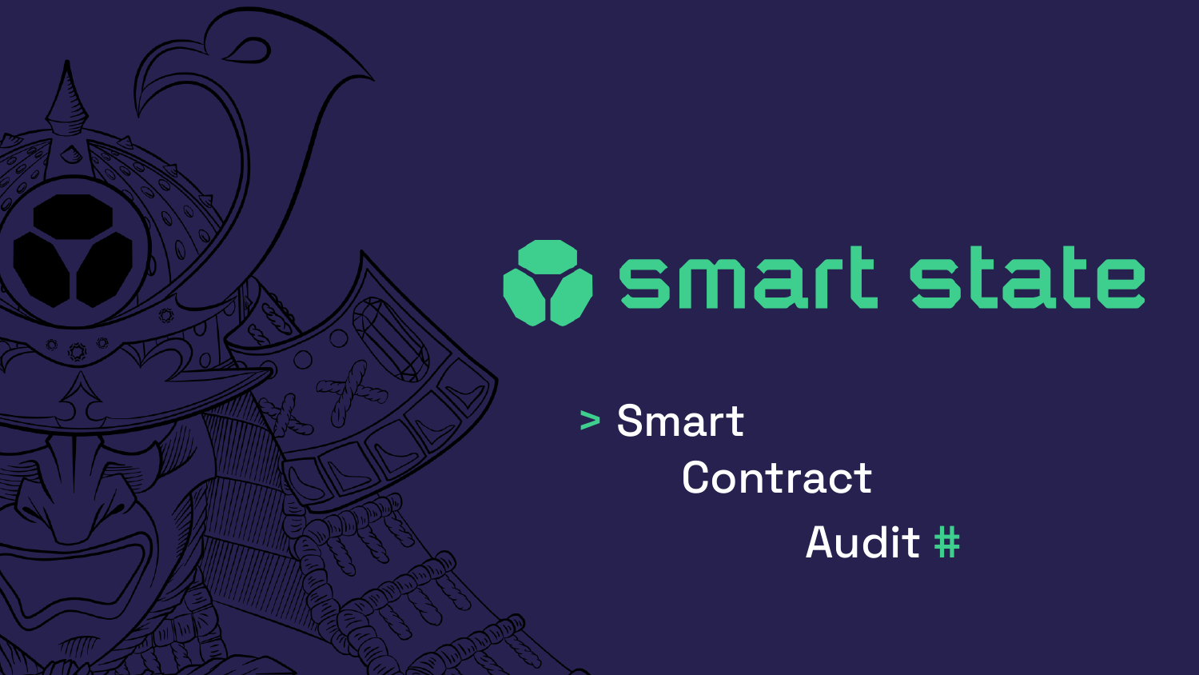# smart state

> Smart
>
> Contract
>
> Audit #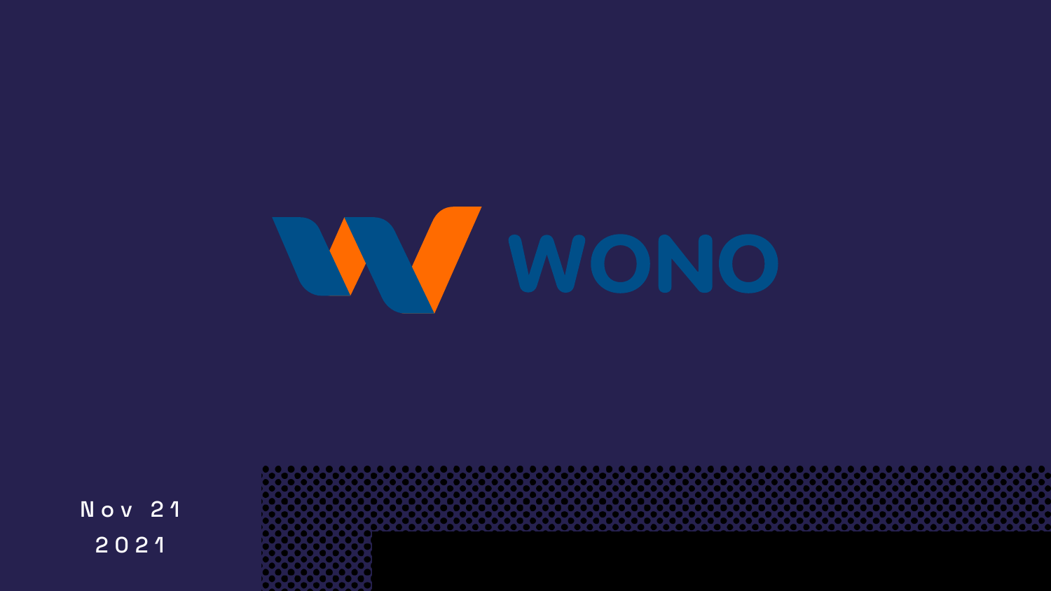# WONO

Nov 21
2021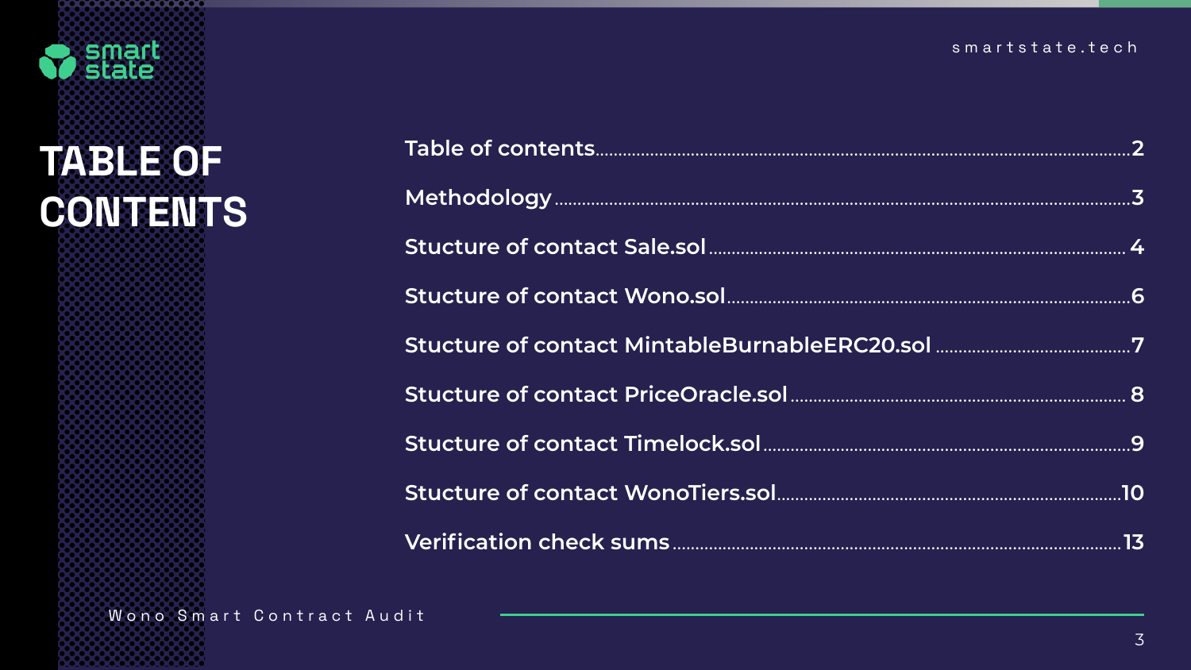# TABLE OF CONTENTS

| | |
|---|---|
| Table of contents | 2 |
| Methodology | 3 |
| Stucture of contact Sale.sol | 4 |
| Stucture of contact Wono.sol | 6 |
| Stucture of contact MintableBurnableERC20.sol | 7 |
| Stucture of contact PriceOracle.sol | 8 |
| Stucture of contact Timelock.sol | 9 |
| Stucture of contact WonoTiers.sol | 10 |
| Verification check sums | 13 |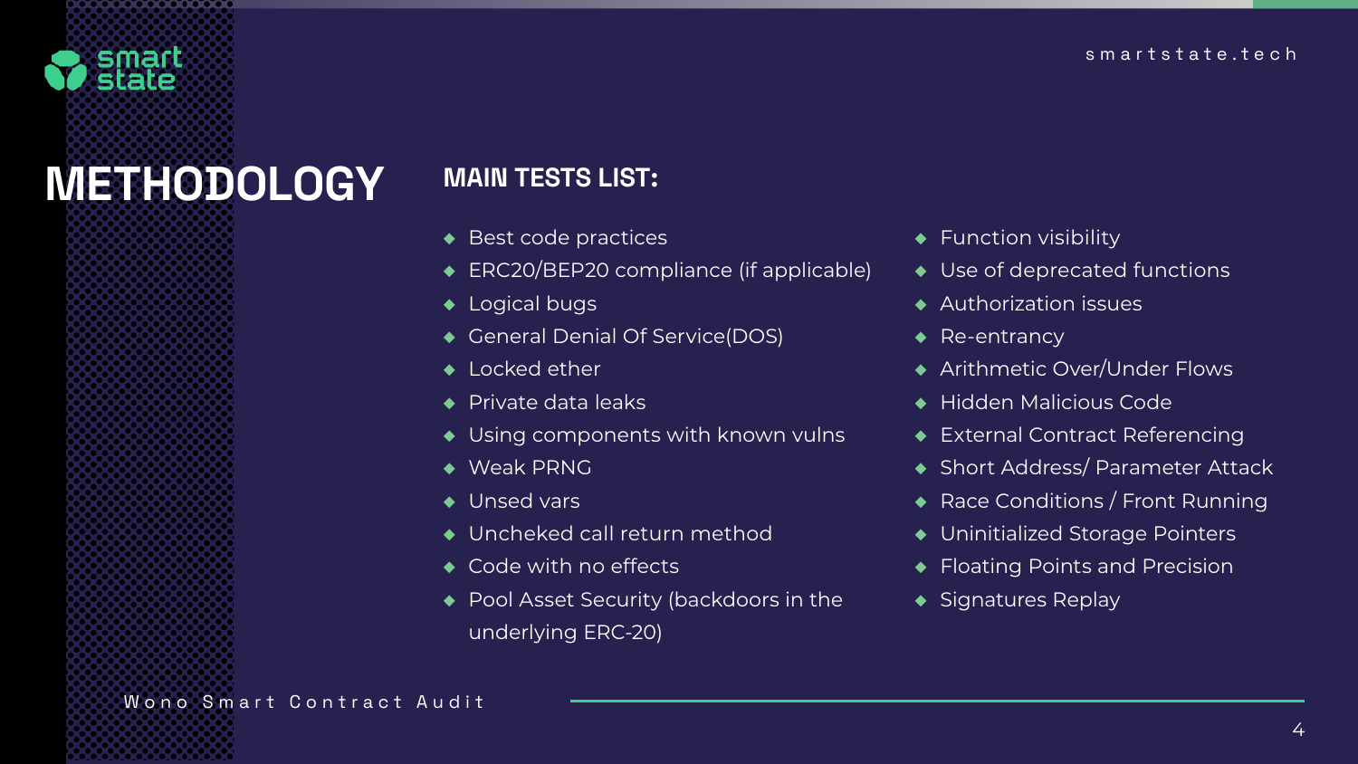# METHODOLOGY

## MAIN TESTS LIST:

- Best code practices
- ERC20/BEP20 compliance (if applicable)
- Logical bugs
- General Denial Of Service(DOS)
- Locked ether
- Private data leaks
- Using components with known vulns
- Weak PRNG
- Unsed vars
- Uncheked call return method
- Code with no effects
- Pool Asset Security (backdoors in the underlying ERC-20)
- Function visibility
- Use of deprecated functions
- Authorization issues
- Re-entrancy
- Arithmetic Over/Under Flows
- Hidden Malicious Code
- External Contract Referencing
- Short Address/ Parameter Attack
- Race Conditions / Front Running
- Uninitialized Storage Pointers
- Floating Points and Precision
- Signatures Replay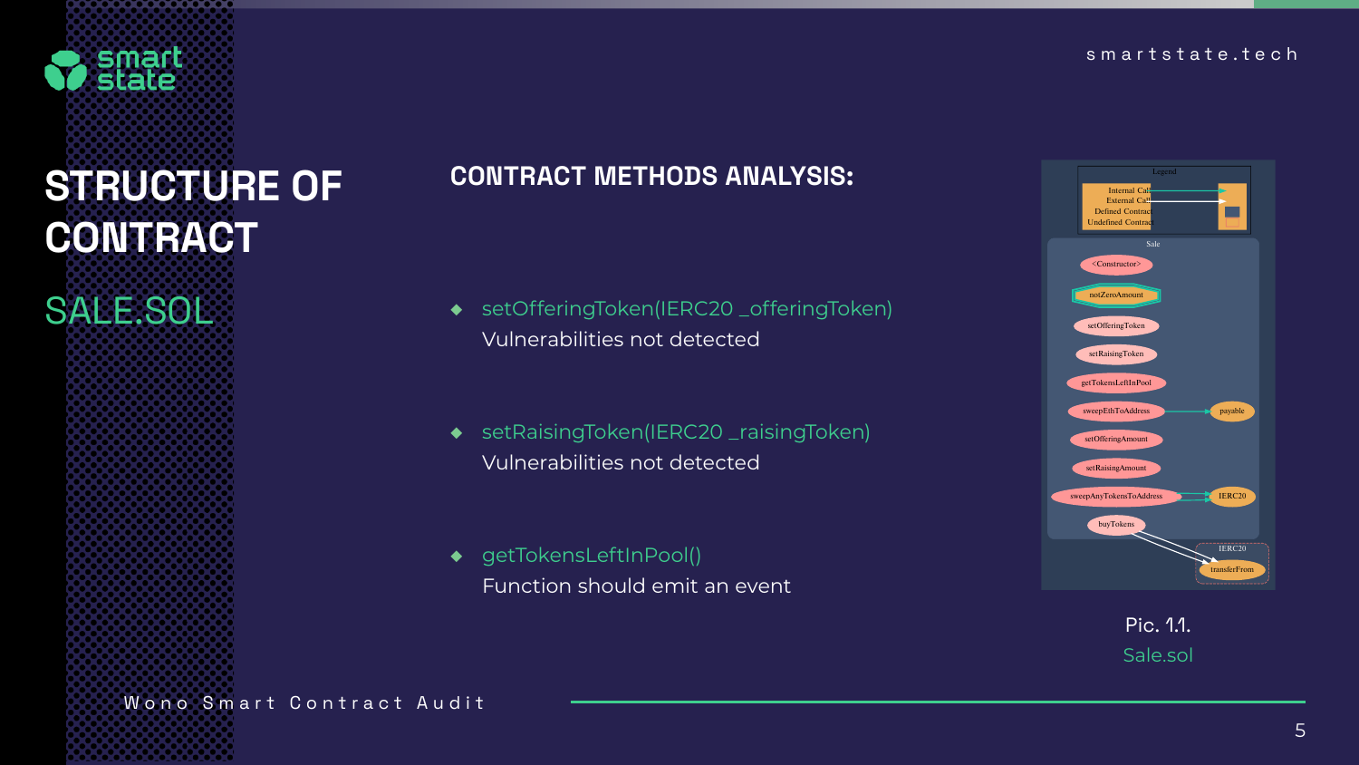# STRUCTURE OF CONTRACT

## SALE.SOL

### CONTRACT METHODS ANALYSIS:

- setOfferingToken(IERC20 _offeringToken)
  Vulnerabilities not detected

- setRaisingToken(IERC20 _raisingToken)
  Vulnerabilities not detected

- getTokensLeftInPool()
  Function should emit an event

Pic. 1.1.
Sale.sol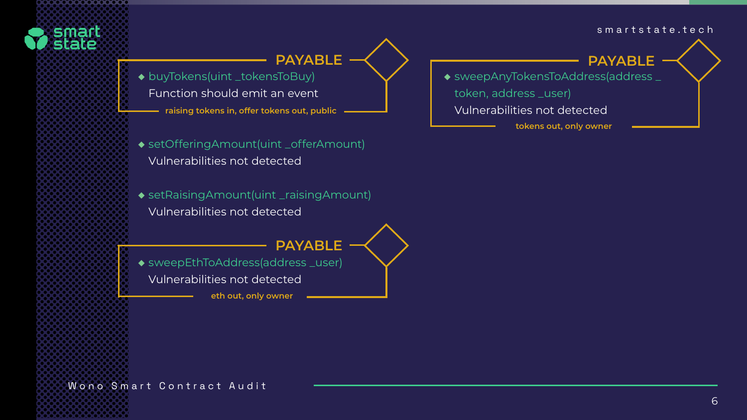**PAYABLE**

- buyTokens(uint _tokensToBuy)

  Function should emit an event

  raising tokens in, offer tokens out, public

- setOfferingAmount(uint _offerAmount)

  Vulnerabilities not detected

- setRaisingAmount(uint _raisingAmount)

  Vulnerabilities not detected

**PAYABLE**

- sweepEthToAddress(address _user)

  Vulnerabilities not detected

  eth out, only owner

**PAYABLE**

- sweepAnyTokensToAddress(address _token, address _user)

  Vulnerabilities not detected

  tokens out, only owner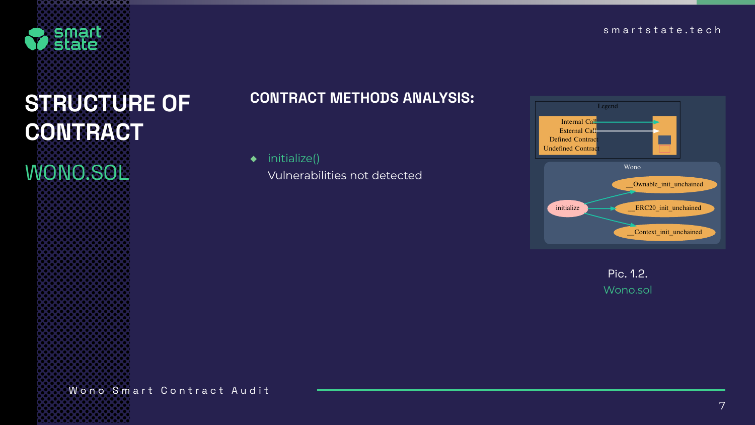# STRUCTURE OF CONTRACT

## WONO.SOL

### CONTRACT METHODS ANALYSIS:

- initialize()
  Vulnerabilities not detected

Pic. 1.2.
Wono.sol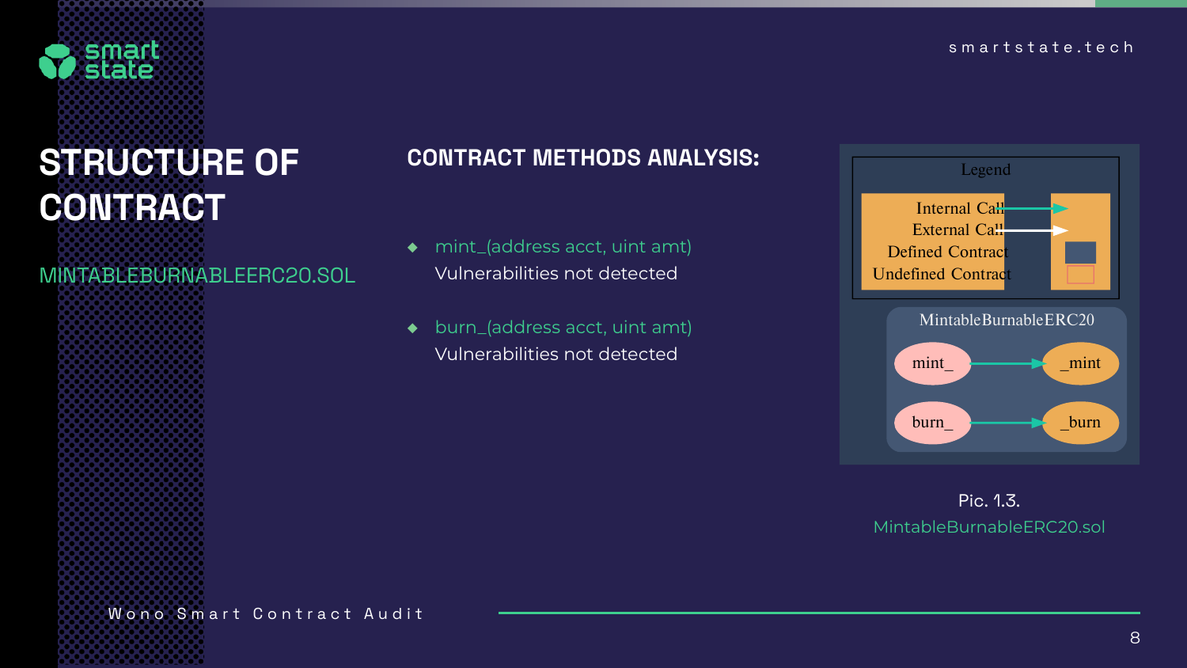# STRUCTURE OF CONTRACT

MINTABLEBURNABLEERC20.SOL

## CONTRACT METHODS ANALYSIS:

- mint_(address acct, uint amt)
  Vulnerabilities not detected

- burn_(address acct, uint amt)
  Vulnerabilities not detected

Pic. 1.3.
MintableBurnableERC20.sol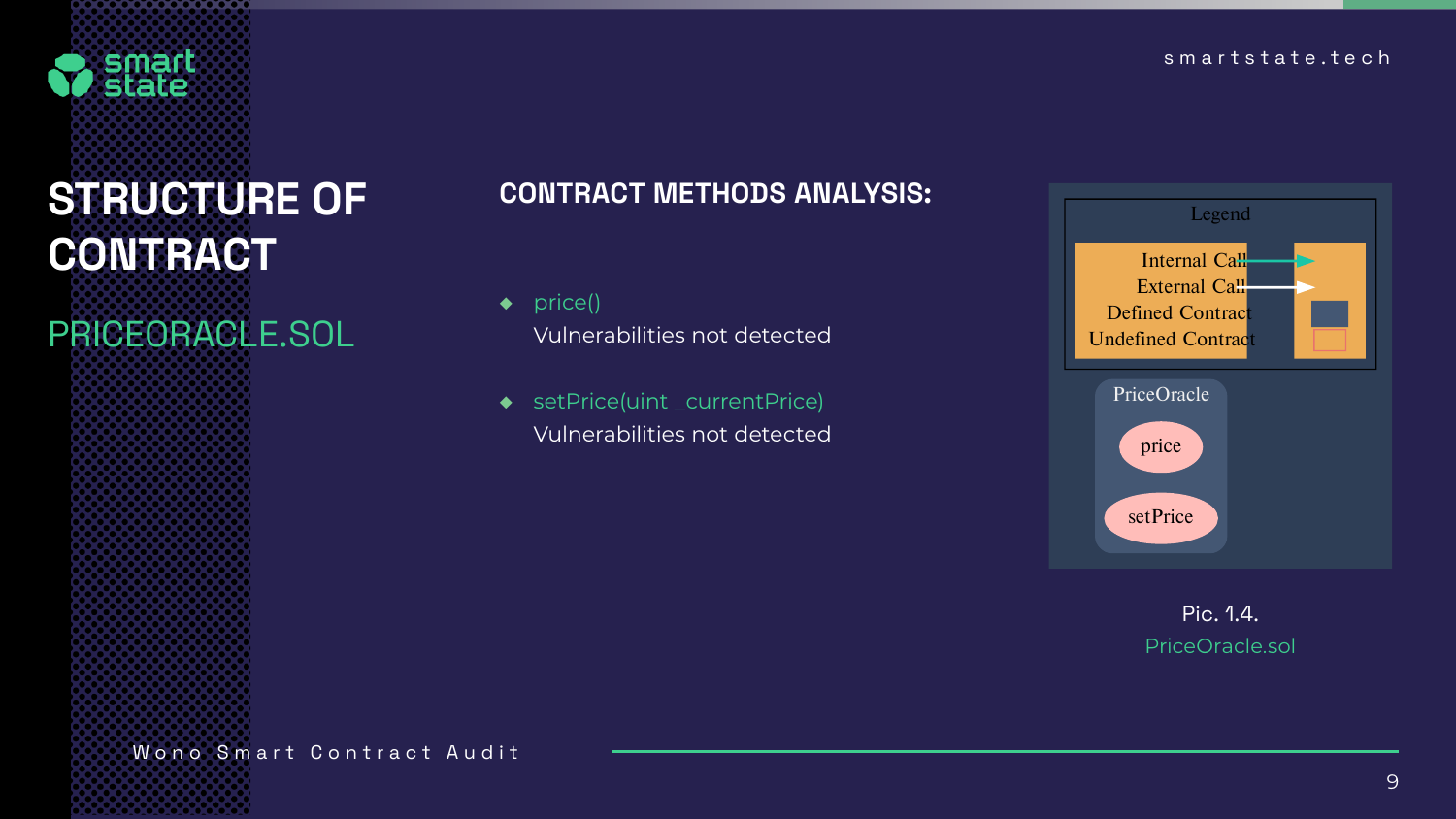# STRUCTURE OF CONTRACT

## PRICEORACLE.SOL

### CONTRACT METHODS ANALYSIS:

- price()
  Vulnerabilities not detected

- setPrice(uint _currentPrice)
  Vulnerabilities not detected

Legend

Internal Call
External Call
Defined Contract
Undefined Contract

PriceOracle

price

setPrice

Pic. 1.4.
PriceOracle.sol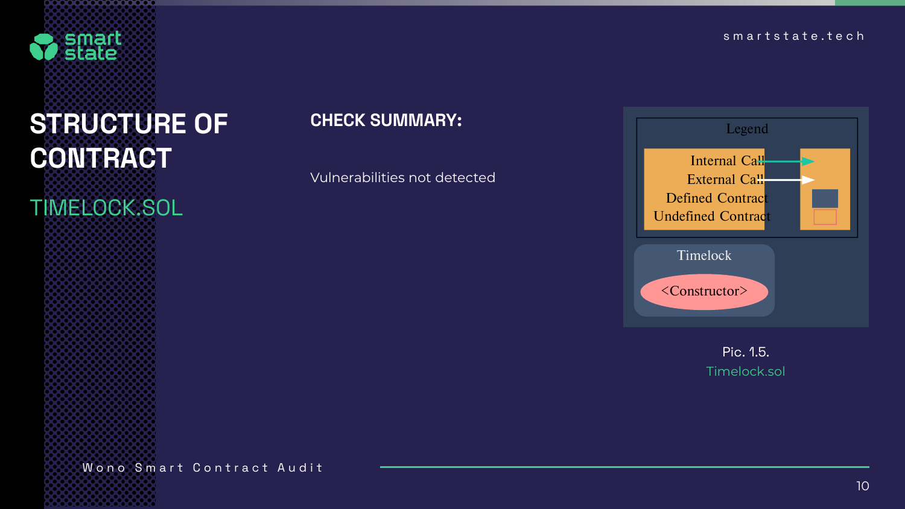# STRUCTURE OF CONTRACT

## TIMELOCK.SOL

### CHECK SUMMARY:

Vulnerabilities not detected

Pic. 1.5.
Timelock.sol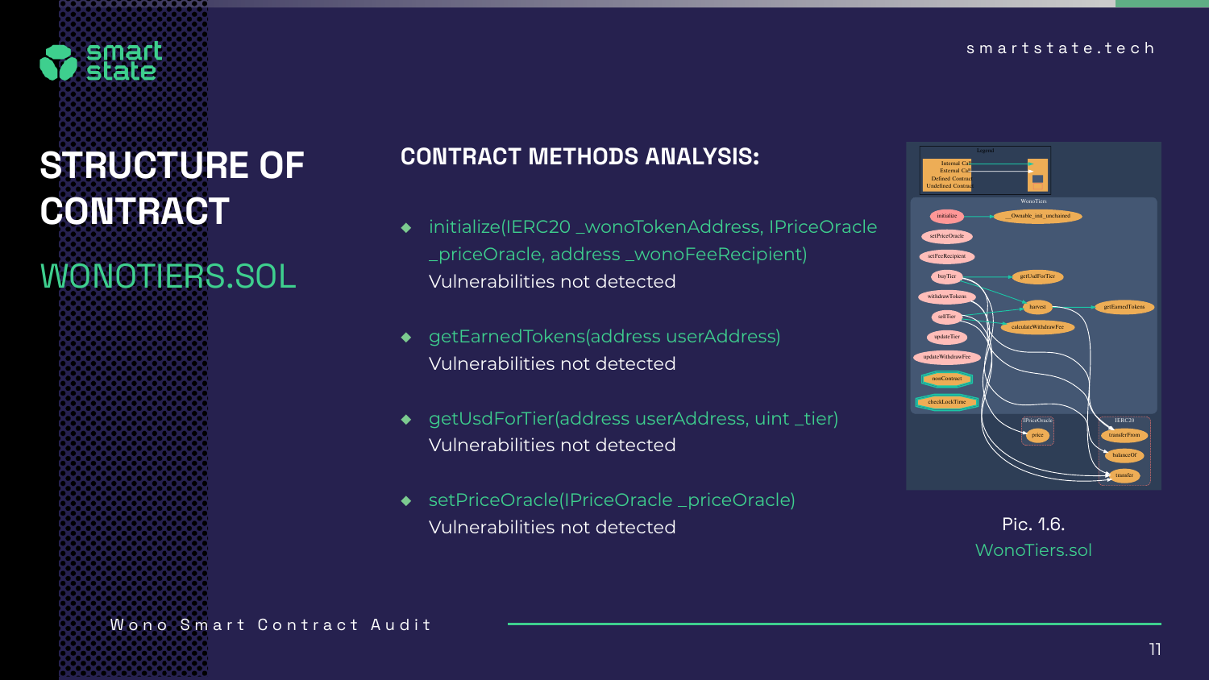# STRUCTURE OF CONTRACT

## WONOTIERS.SOL

### CONTRACT METHODS ANALYSIS:

- initialize(IERC20 _wonoTokenAddress, IPriceOracle _priceOracle, address _wonoFeeRecipient)
  Vulnerabilities not detected

- getEarnedTokens(address userAddress)
  Vulnerabilities not detected

- getUsdForTier(address userAddress, uint _tier)
  Vulnerabilities not detected

- setPriceOracle(IPriceOracle _priceOracle)
  Vulnerabilities not detected

Pic. 1.6.
WonoTiers.sol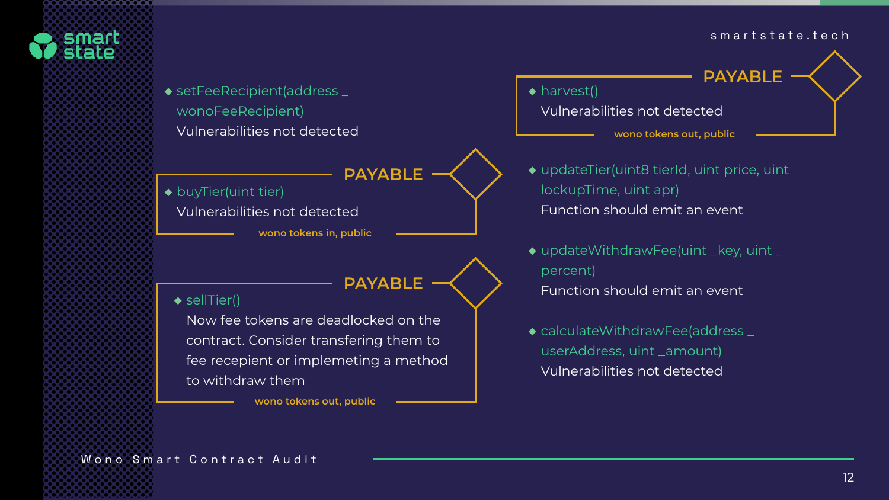- setFeeRecipient(address _wonoFeeRecipient)

  Vulnerabilities not detected

**PAYABLE**

- buyTier(uint tier)

  Vulnerabilities not detected

  wono tokens in, public

**PAYABLE**

- sellTier()

  Now fee tokens are deadlocked on the contract. Consider transfering them to fee recepient or implemeting a method to withdraw them

  wono tokens out, public

**PAYABLE**

- harvest()

  Vulnerabilities not detected

  wono tokens out, public

- updateTier(uint8 tierId, uint price, uint lockupTime, uint apr)

  Function should emit an event

- updateWithdrawFee(uint _key, uint _percent)

  Function should emit an event

- calculateWithdrawFee(address _userAddress, uint _amount)

  Vulnerabilities not detected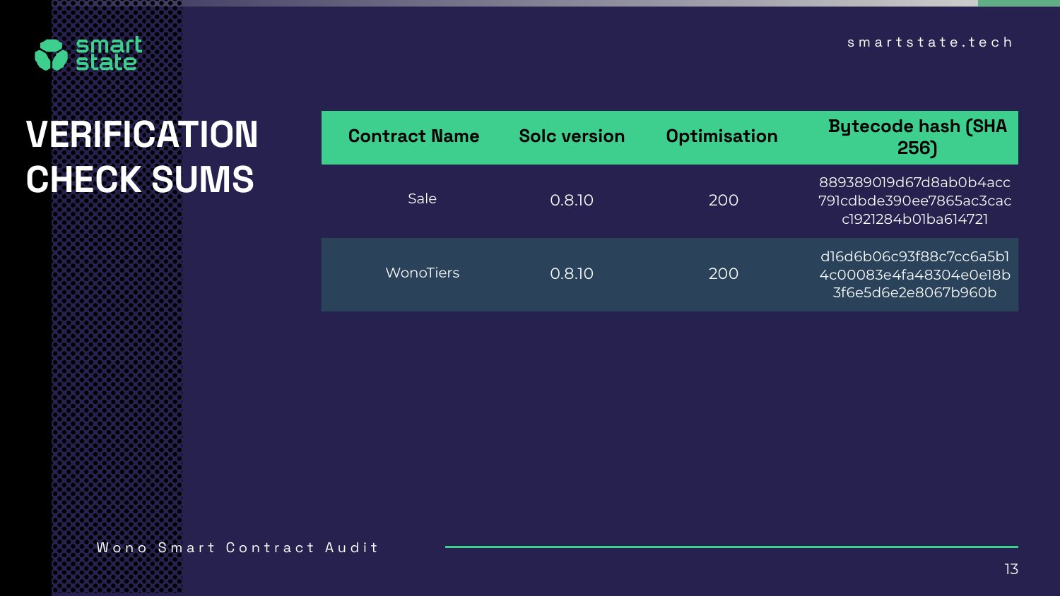# VERIFICATION CHECK SUMS

| Contract Name | Solc version | Optimisation | Bytecode hash (SHA 256) |
| --- | --- | --- | --- |
| Sale | 0.8.10 | 200 | 889389019d67d8ab0b4acc791cdbde390ee7865ac3cacc1921284b01ba614721 |
| WonoTiers | 0.8.10 | 200 | d16d6b06c93f88c7cc6a5b14c00083e4fa48304e0e18b3f6e5d6e2e8067b960b |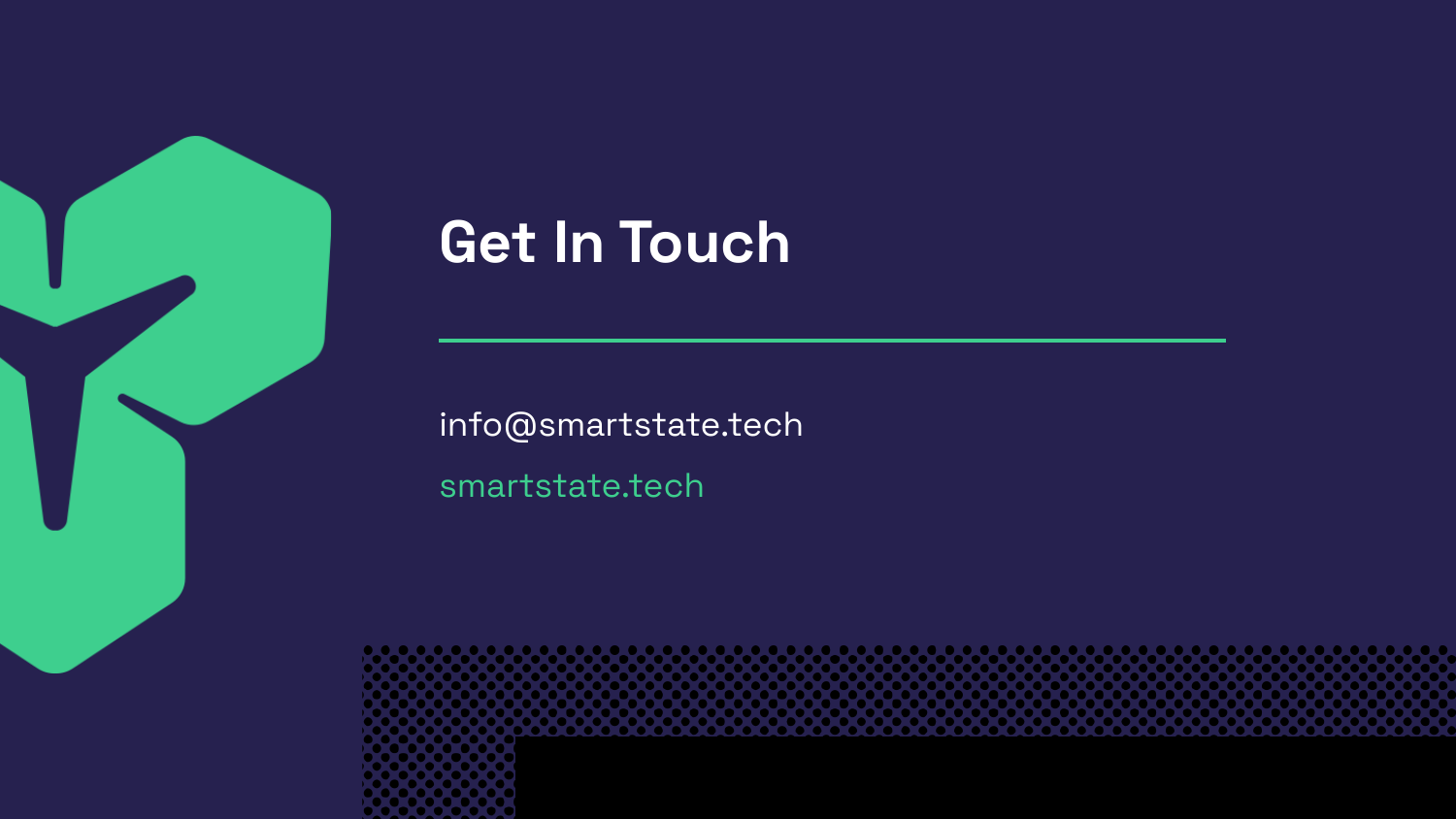# Get In Touch

info@smartstate.tech

smartstate.tech